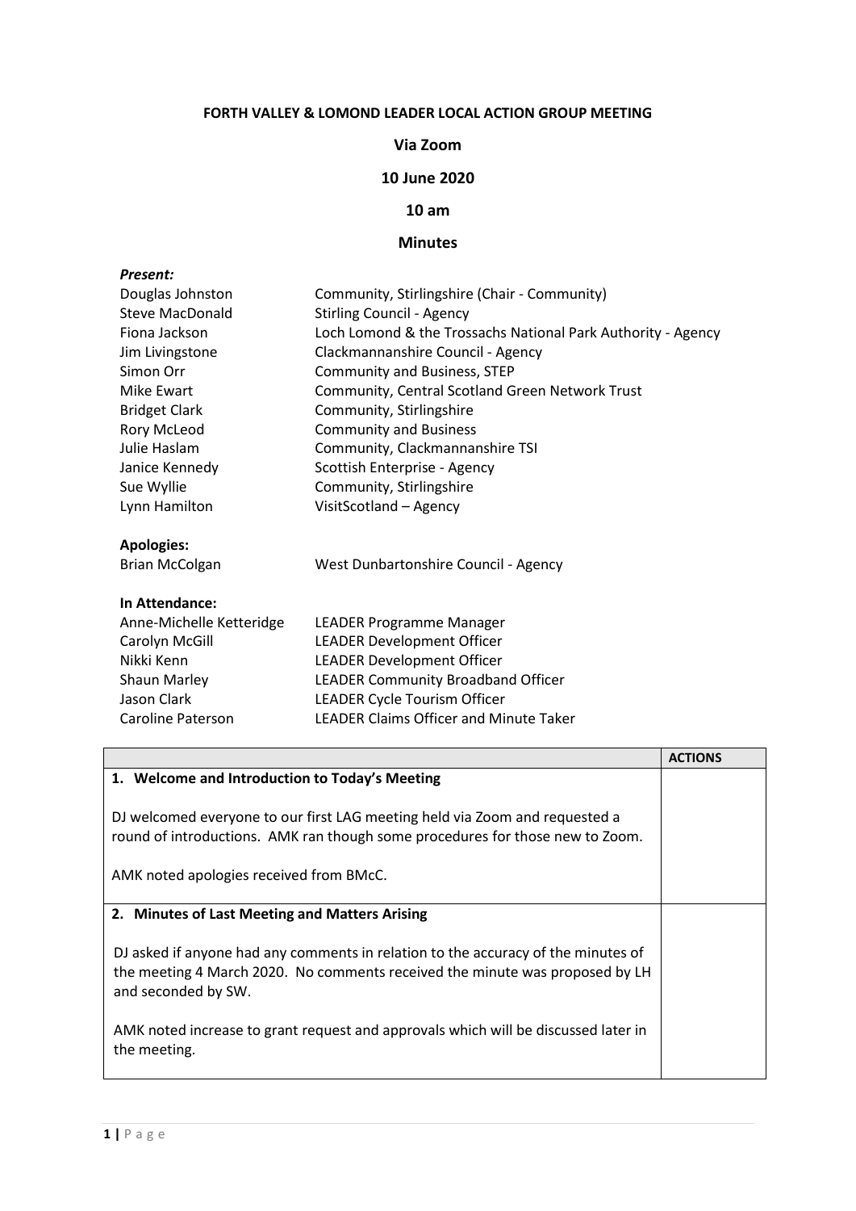**FORTH VALLEY & LOMOND LEADER LOCAL ACTION GROUP MEETING**

**Via Zoom**

**10 June 2020**

**10 am**

**Minutes**

***Present:***

| | |
|---|---|
| Douglas Johnston | Community, Stirlingshire (Chair - Community) |
| Steve MacDonald | Stirling Council - Agency |
| Fiona Jackson | Loch Lomond & the Trossachs National Park Authority - Agency |
| Jim Livingstone | Clackmannanshire Council - Agency |
| Simon Orr | Community and Business, STEP |
| Mike Ewart | Community, Central Scotland Green Network Trust |
| Bridget Clark | Community, Stirlingshire |
| Rory McLeod | Community and Business |
| Julie Haslam | Community, Clackmannanshire TSI |
| Janice Kennedy | Scottish Enterprise - Agency |
| Sue Wyllie | Community, Stirlingshire |
| Lynn Hamilton | VisitScotland – Agency |

**Apologies:**

| | |
|---|---|
| Brian McColgan | West Dunbartonshire Council - Agency |

**In Attendance:**

| | |
|---|---|
| Anne-Michelle Ketteridge | LEADER Programme Manager |
| Carolyn McGill | LEADER Development Officer |
| Nikki Kenn | LEADER Development Officer |
| Shaun Marley | LEADER Community Broadband Officer |
| Jason Clark | LEADER Cycle Tourism Officer |
| Caroline Paterson | LEADER Claims Officer and Minute Taker |

| | **ACTIONS** |
|---|---|
| **1. Welcome and Introduction to Today's Meeting**<br><br>DJ welcomed everyone to our first LAG meeting held via Zoom and requested a round of introductions. AMK ran though some procedures for those new to Zoom.<br><br>AMK noted apologies received from BMcC. | |
| **2. Minutes of Last Meeting and Matters Arising**<br><br>DJ asked if anyone had any comments in relation to the accuracy of the minutes of the meeting 4 March 2020. No comments received the minute was proposed by LH and seconded by SW.<br><br>AMK noted increase to grant request and approvals which will be discussed later in the meeting. | |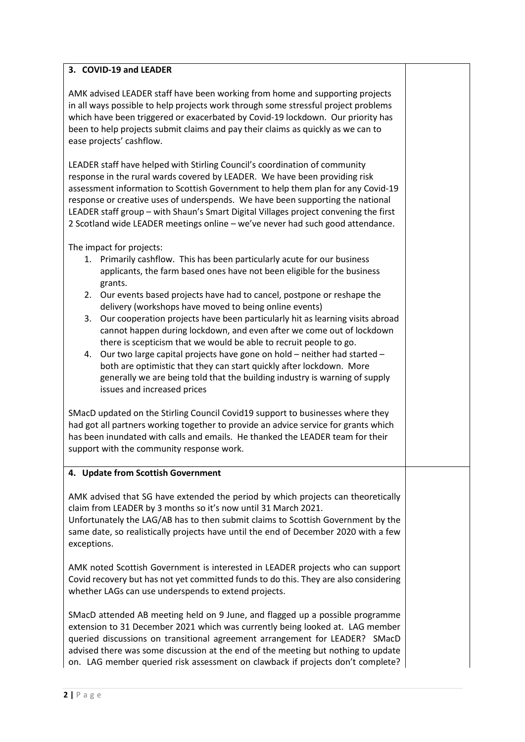### 3. COVID-19 and LEADER

AMK advised LEADER staff have been working from home and supporting projects in all ways possible to help projects work through some stressful project problems which have been triggered or exacerbated by Covid-19 lockdown. Our priority has been to help projects submit claims and pay their claims as quickly as we can to ease projects' cashflow.

LEADER staff have helped with Stirling Council's coordination of community response in the rural wards covered by LEADER. We have been providing risk assessment information to Scottish Government to help them plan for any Covid-19 response or creative uses of underspends. We have been supporting the national LEADER staff group – with Shaun's Smart Digital Villages project convening the first 2 Scotland wide LEADER meetings online – we've never had such good attendance.

The impact for projects:

1. Primarily cashflow. This has been particularly acute for our business applicants, the farm based ones have not been eligible for the business grants.
2. Our events based projects have had to cancel, postpone or reshape the delivery (workshops have moved to being online events)
3. Our cooperation projects have been particularly hit as learning visits abroad cannot happen during lockdown, and even after we come out of lockdown there is scepticism that we would be able to recruit people to go.
4. Our two large capital projects have gone on hold – neither had started – both are optimistic that they can start quickly after lockdown. More generally we are being told that the building industry is warning of supply issues and increased prices

SMacD updated on the Stirling Council Covid19 support to businesses where they had got all partners working together to provide an advice service for grants which has been inundated with calls and emails. He thanked the LEADER team for their support with the community response work.

### 4. Update from Scottish Government

AMK advised that SG have extended the period by which projects can theoretically claim from LEADER by 3 months so it's now until 31 March 2021.
Unfortunately the LAG/AB has to then submit claims to Scottish Government by the same date, so realistically projects have until the end of December 2020 with a few exceptions.

AMK noted Scottish Government is interested in LEADER projects who can support Covid recovery but has not yet committed funds to do this. They are also considering whether LAGs can use underspends to extend projects.

SMacD attended AB meeting held on 9 June, and flagged up a possible programme extension to 31 December 2021 which was currently being looked at. LAG member queried discussions on transitional agreement arrangement for LEADER? SMacD advised there was some discussion at the end of the meeting but nothing to update on. LAG member queried risk assessment on clawback if projects don't complete?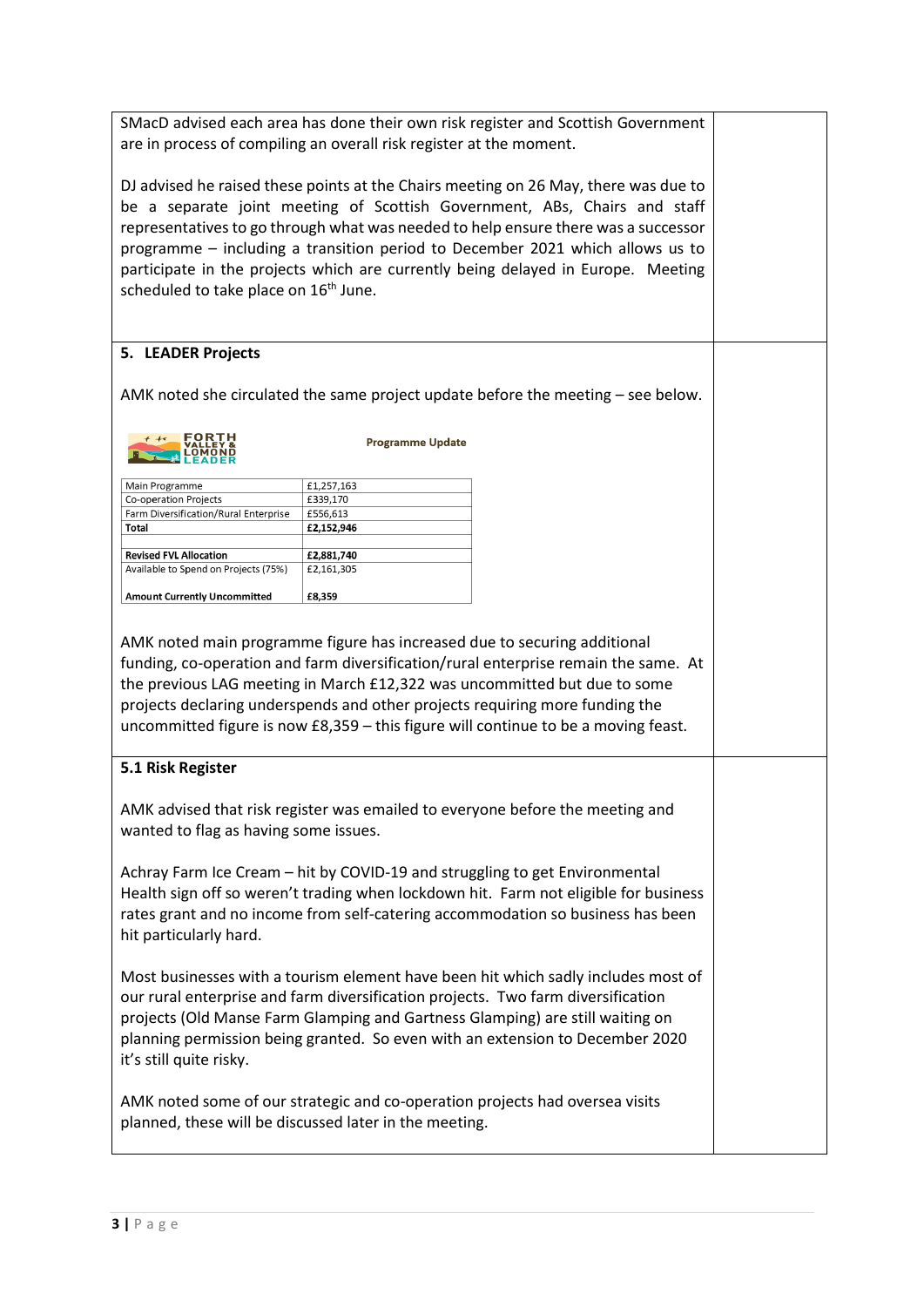SMacD advised each area has done their own risk register and Scottish Government are in process of compiling an overall risk register at the moment.

DJ advised he raised these points at the Chairs meeting on 26 May, there was due to be a separate joint meeting of Scottish Government, ABs, Chairs and staff representatives to go through what was needed to help ensure there was a successor programme – including a transition period to December 2021 which allows us to participate in the projects which are currently being delayed in Europe. Meeting scheduled to take place on 16th June.

**5. LEADER Projects**

AMK noted she circulated the same project update before the meeting – see below.

FORTH VALLEY & LOMOND LEADER

**Programme Update**

| Main Programme | £1,257,163 |
|---|---|
| Co-operation Projects | £339,170 |
| Farm Diversification/Rural Enterprise | £556,613 |
| **Total** | **£2,152,946** |
| | |
| **Revised FVL Allocation** | **£2,881,740** |
| Available to Spend on Projects (75%) | £2,161,305 |
| **Amount Currently Uncommitted** | **£8,359** |

AMK noted main programme figure has increased due to securing additional funding, co-operation and farm diversification/rural enterprise remain the same. At the previous LAG meeting in March £12,322 was uncommitted but due to some projects declaring underspends and other projects requiring more funding the uncommitted figure is now £8,359 – this figure will continue to be a moving feast.

**5.1 Risk Register**

AMK advised that risk register was emailed to everyone before the meeting and wanted to flag as having some issues.

Achray Farm Ice Cream – hit by COVID-19 and struggling to get Environmental Health sign off so weren't trading when lockdown hit. Farm not eligible for business rates grant and no income from self-catering accommodation so business has been hit particularly hard.

Most businesses with a tourism element have been hit which sadly includes most of our rural enterprise and farm diversification projects. Two farm diversification projects (Old Manse Farm Glamping and Gartness Glamping) are still waiting on planning permission being granted. So even with an extension to December 2020 it's still quite risky.

AMK noted some of our strategic and co-operation projects had oversea visits planned, these will be discussed later in the meeting.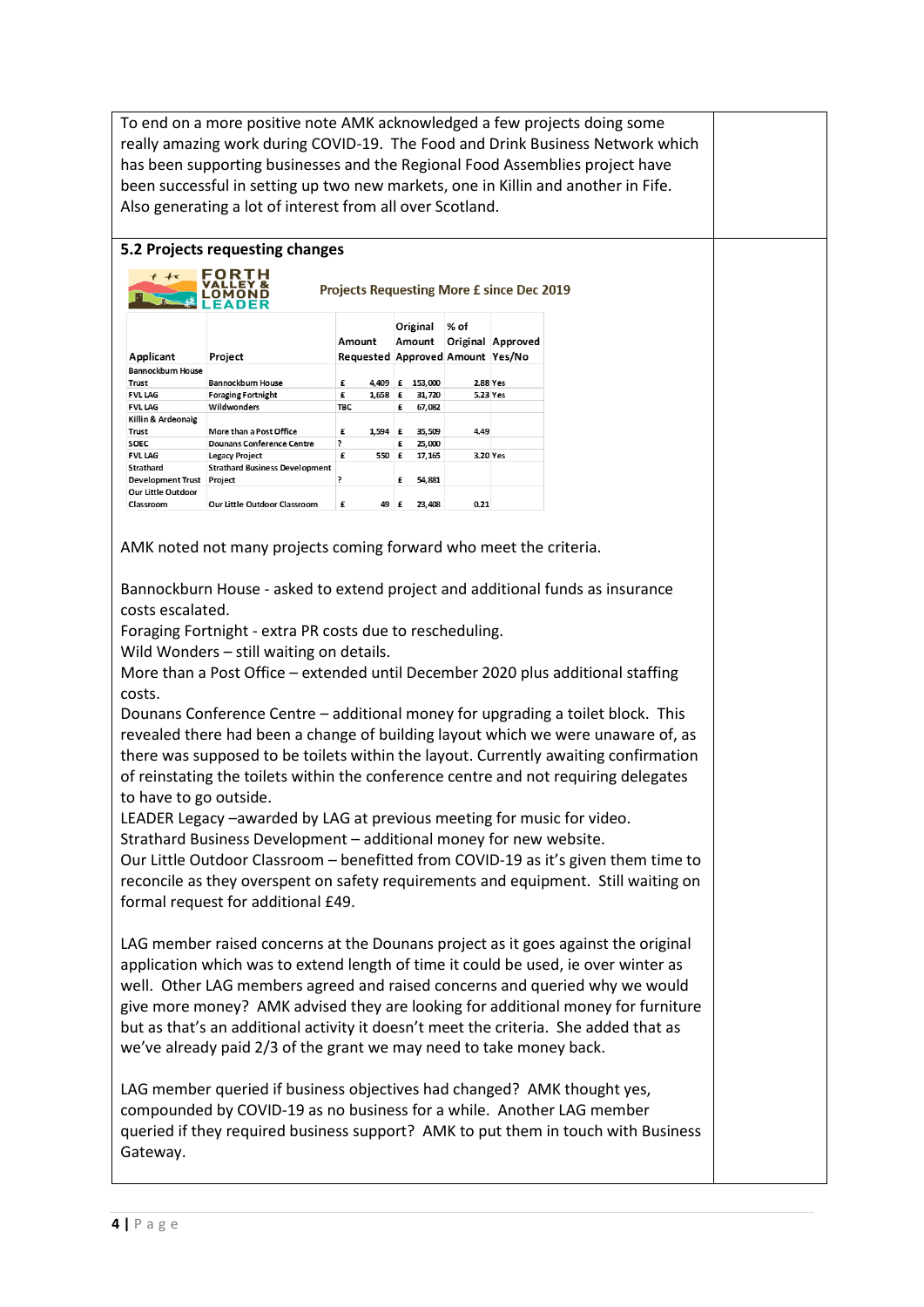To end on a more positive note AMK acknowledged a few projects doing some really amazing work during COVID-19. The Food and Drink Business Network which has been supporting businesses and the Regional Food Assemblies project have been successful in setting up two new markets, one in Killin and another in Fife. Also generating a lot of interest from all over Scotland.

### 5.2 Projects requesting changes

FORTH VALLEY & LOMOND LEADER

**Projects Requesting More £ since Dec 2019**

| Applicant | Project | Amount Requested | Original Amount Approved | % of Original Amount | Approved Yes/No |
|---|---|---|---|---|---|
| Bannockburn House Trust | Bannockburn House | £ 4,409 | £ 153,000 | 2.88 | Yes |
| FVL LAG | Foraging Fortnight | £ 1,658 | £ 31,720 | 5.23 | Yes |
| FVL LAG | Wildwonders | TBC | £ 67,082 | | |
| Killin & Ardeonaig Trust | More than a Post Office | £ 1,594 | £ 35,509 | 4.49 | |
| SOEC | Dounans Conference Centre | ? | £ 25,000 | | |
| FVL LAG | Legacy Project | £ 550 | £ 17,165 | 3.20 | Yes |
| Strathard Development Trust | Strathard Business Development Project | ? | £ 54,881 | | |
| Our Little Outdoor Classroom | Our Little Outdoor Classroom | £ 49 | £ 23,408 | 0.21 | |

AMK noted not many projects coming forward who meet the criteria.

Bannockburn House - asked to extend project and additional funds as insurance costs escalated.
Foraging Fortnight - extra PR costs due to rescheduling.
Wild Wonders – still waiting on details.
More than a Post Office – extended until December 2020 plus additional staffing costs.
Dounans Conference Centre – additional money for upgrading a toilet block. This revealed there had been a change of building layout which we were unaware of, as there was supposed to be toilets within the layout. Currently awaiting confirmation of reinstating the toilets within the conference centre and not requiring delegates to have to go outside.
LEADER Legacy –awarded by LAG at previous meeting for music for video.
Strathard Business Development – additional money for new website.
Our Little Outdoor Classroom – benefitted from COVID-19 as it's given them time to reconcile as they overspent on safety requirements and equipment. Still waiting on formal request for additional £49.

LAG member raised concerns at the Dounans project as it goes against the original application which was to extend length of time it could be used, ie over winter as well. Other LAG members agreed and raised concerns and queried why we would give more money? AMK advised they are looking for additional money for furniture but as that's an additional activity it doesn't meet the criteria. She added that as we've already paid 2/3 of the grant we may need to take money back.

LAG member queried if business objectives had changed? AMK thought yes, compounded by COVID-19 as no business for a while. Another LAG member queried if they required business support? AMK to put them in touch with Business Gateway.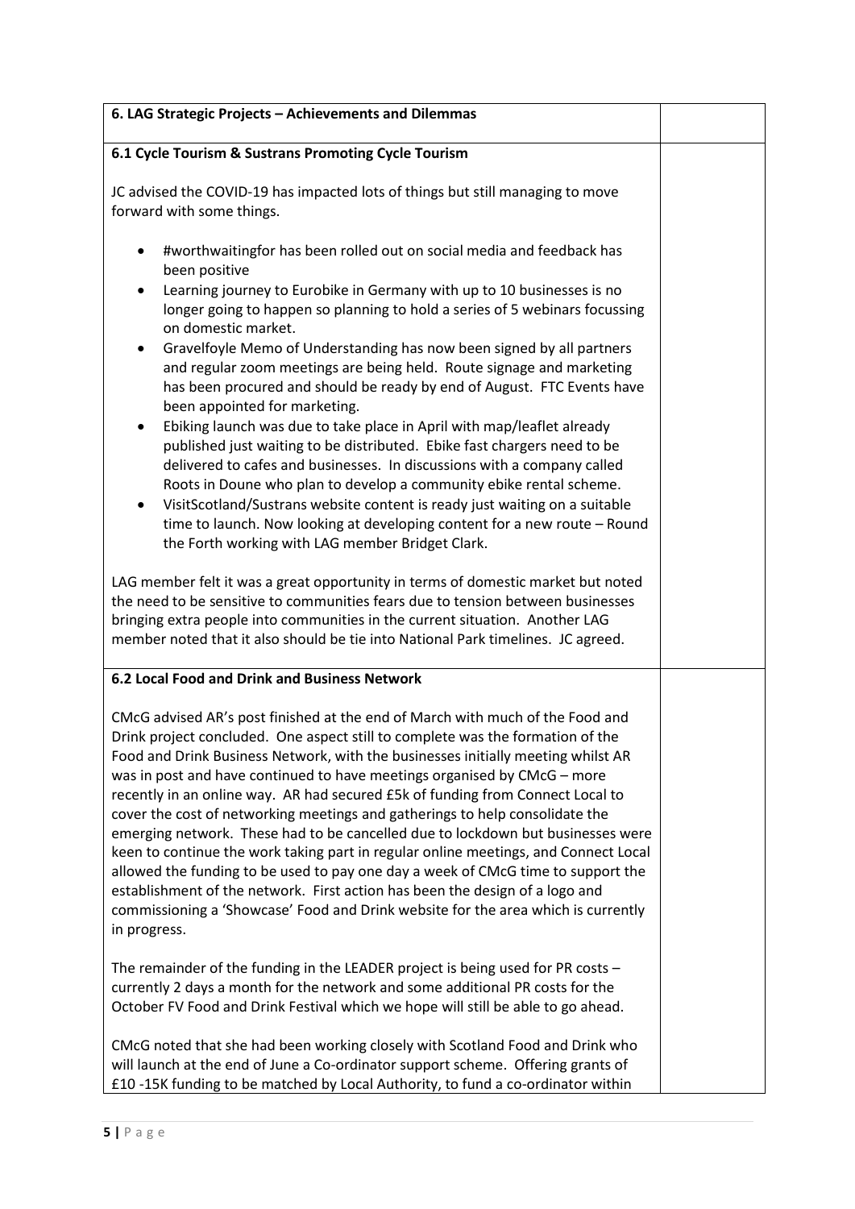| 6. LAG Strategic Projects – Achievements and Dilemmas | |
|---|---|
| **6.1 Cycle Tourism & Sustrans Promoting Cycle Tourism**<br><br>JC advised the COVID-19 has impacted lots of things but still managing to move forward with some things.<br><br>• #worthwaitingfor has been rolled out on social media and feedback has been positive<br>• Learning journey to Eurobike in Germany with up to 10 businesses is no longer going to happen so planning to hold a series of 5 webinars focussing on domestic market.<br>• Gravelfoyle Memo of Understanding has now been signed by all partners and regular zoom meetings are being held. Route signage and marketing has been procured and should be ready by end of August. FTC Events have been appointed for marketing.<br>• Ebiking launch was due to take place in April with map/leaflet already published just waiting to be distributed. Ebike fast chargers need to be delivered to cafes and businesses. In discussions with a company called Roots in Doune who plan to develop a community ebike rental scheme.<br>• VisitScotland/Sustrans website content is ready just waiting on a suitable time to launch. Now looking at developing content for a new route – Round the Forth working with LAG member Bridget Clark.<br><br>LAG member felt it was a great opportunity in terms of domestic market but noted the need to be sensitive to communities fears due to tension between businesses bringing extra people into communities in the current situation. Another LAG member noted that it also should be tie into National Park timelines. JC agreed. | |
| **6.2 Local Food and Drink and Business Network**<br><br>CMcG advised AR's post finished at the end of March with much of the Food and Drink project concluded. One aspect still to complete was the formation of the Food and Drink Business Network, with the businesses initially meeting whilst AR was in post and have continued to have meetings organised by CMcG – more recently in an online way. AR had secured £5k of funding from Connect Local to cover the cost of networking meetings and gatherings to help consolidate the emerging network. These had to be cancelled due to lockdown but businesses were keen to continue the work taking part in regular online meetings, and Connect Local allowed the funding to be used to pay one day a week of CMcG time to support the establishment of the network. First action has been the design of a logo and commissioning a 'Showcase' Food and Drink website for the area which is currently in progress.<br><br>The remainder of the funding in the LEADER project is being used for PR costs – currently 2 days a month for the network and some additional PR costs for the October FV Food and Drink Festival which we hope will still be able to go ahead.<br><br>CMcG noted that she had been working closely with Scotland Food and Drink who will launch at the end of June a Co-ordinator support scheme. Offering grants of £10 -15K funding to be matched by Local Authority, to fund a co-ordinator within | |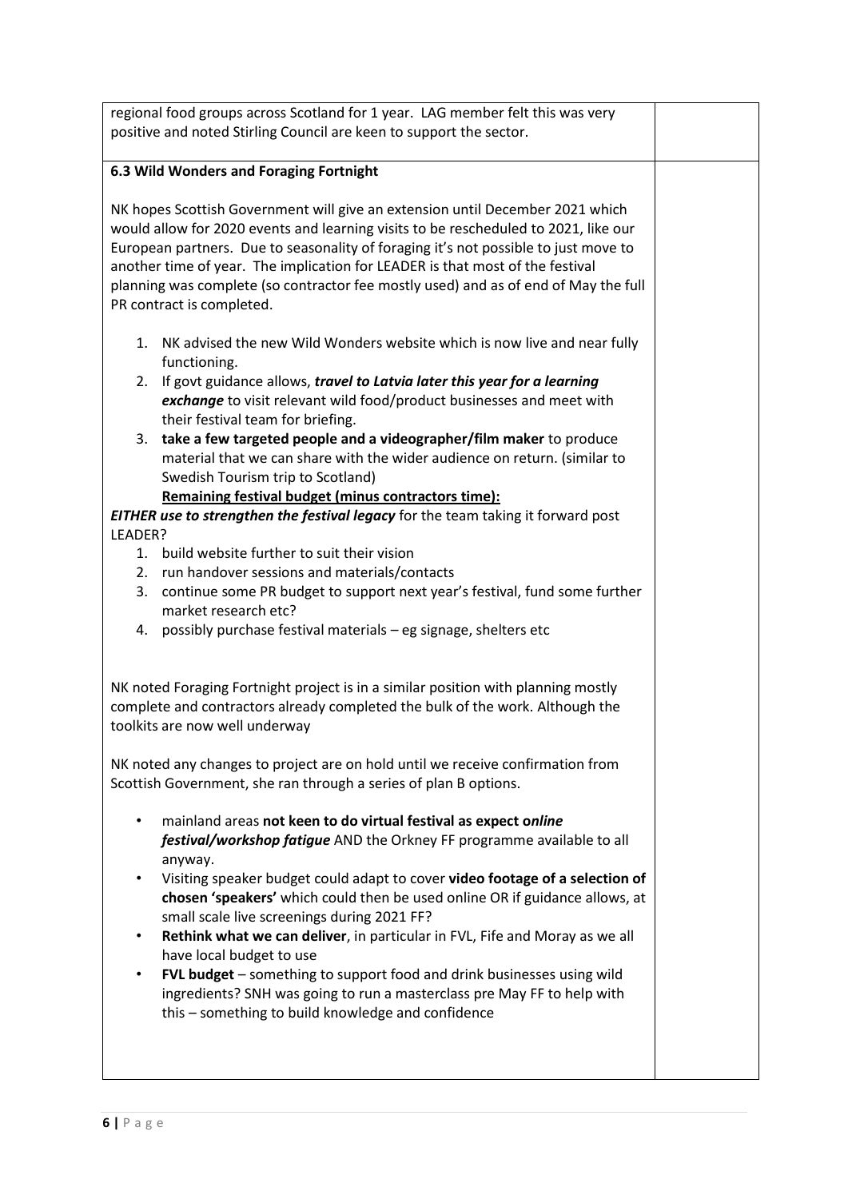regional food groups across Scotland for 1 year. LAG member felt this was very positive and noted Stirling Council are keen to support the sector.

**6.3 Wild Wonders and Foraging Fortnight**

NK hopes Scottish Government will give an extension until December 2021 which would allow for 2020 events and learning visits to be rescheduled to 2021, like our European partners. Due to seasonality of foraging it's not possible to just move to another time of year. The implication for LEADER is that most of the festival planning was complete (so contractor fee mostly used) and as of end of May the full PR contract is completed.

1. NK advised the new Wild Wonders website which is now live and near fully functioning.
2. If govt guidance allows, ***travel to Latvia later this year for a learning exchange*** to visit relevant wild food/product businesses and meet with their festival team for briefing.
3. **take a few targeted people and a videographer/film maker** to produce material that we can share with the wider audience on return. (similar to Swedish Tourism trip to Scotland)
   **<u>Remaining festival budget (minus contractors time):</u>**

***EITHER use to strengthen the festival legacy*** for the team taking it forward post LEADER?

1. build website further to suit their vision
2. run handover sessions and materials/contacts
3. continue some PR budget to support next year's festival, fund some further market research etc?
4. possibly purchase festival materials – eg signage, shelters etc

NK noted Foraging Fortnight project is in a similar position with planning mostly complete and contractors already completed the bulk of the work. Although the toolkits are now well underway

NK noted any changes to project are on hold until we receive confirmation from Scottish Government, she ran through a series of plan B options.

- mainland areas **not keen to do virtual festival as expect o*nline festival/workshop fatigue*** AND the Orkney FF programme available to all anyway.
- Visiting speaker budget could adapt to cover **video footage of a selection of chosen 'speakers'** which could then be used online OR if guidance allows, at small scale live screenings during 2021 FF?
- **Rethink what we can deliver**, in particular in FVL, Fife and Moray as we all have local budget to use
- **FVL budget** – something to support food and drink businesses using wild ingredients? SNH was going to run a masterclass pre May FF to help with this – something to build knowledge and confidence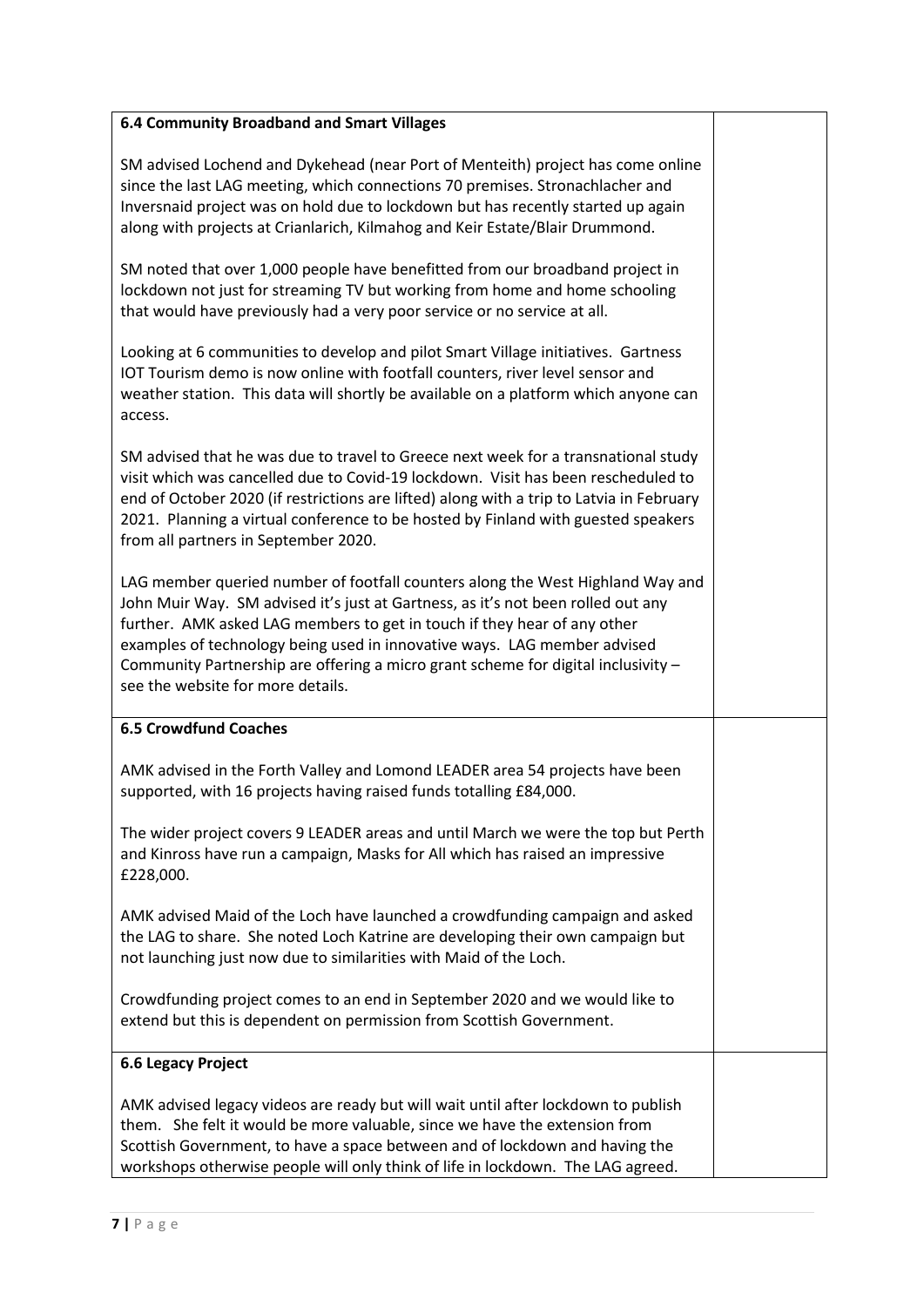| **6.4 Community Broadband and Smart Villages**<br><br>SM advised Lochend and Dykehead (near Port of Menteith) project has come online since the last LAG meeting, which connections 70 premises. Stronachlacher and Inversnaid project was on hold due to lockdown but has recently started up again along with projects at Crianlarich, Kilmahog and Keir Estate/Blair Drummond.<br><br>SM noted that over 1,000 people have benefitted from our broadband project in lockdown not just for streaming TV but working from home and home schooling that would have previously had a very poor service or no service at all.<br><br>Looking at 6 communities to develop and pilot Smart Village initiatives. Gartness IOT Tourism demo is now online with footfall counters, river level sensor and weather station. This data will shortly be available on a platform which anyone can access.<br><br>SM advised that he was due to travel to Greece next week for a transnational study visit which was cancelled due to Covid-19 lockdown. Visit has been rescheduled to end of October 2020 (if restrictions are lifted) along with a trip to Latvia in February 2021. Planning a virtual conference to be hosted by Finland with guested speakers from all partners in September 2020.<br><br>LAG member queried number of footfall counters along the West Highland Way and John Muir Way. SM advised it's just at Gartness, as it's not been rolled out any further. AMK asked LAG members to get in touch if they hear of any other examples of technology being used in innovative ways. LAG member advised Community Partnership are offering a micro grant scheme for digital inclusivity – see the website for more details. | |
|---|---|
| **6.5 Crowdfund Coaches**<br><br>AMK advised in the Forth Valley and Lomond LEADER area 54 projects have been supported, with 16 projects having raised funds totalling £84,000.<br><br>The wider project covers 9 LEADER areas and until March we were the top but Perth and Kinross have run a campaign, Masks for All which has raised an impressive £228,000.<br><br>AMK advised Maid of the Loch have launched a crowdfunding campaign and asked the LAG to share. She noted Loch Katrine are developing their own campaign but not launching just now due to similarities with Maid of the Loch.<br><br>Crowdfunding project comes to an end in September 2020 and we would like to extend but this is dependent on permission from Scottish Government. | |
| **6.6 Legacy Project**<br><br>AMK advised legacy videos are ready but will wait until after lockdown to publish them. She felt it would be more valuable, since we have the extension from Scottish Government, to have a space between and of lockdown and having the workshops otherwise people will only think of life in lockdown. The LAG agreed. | |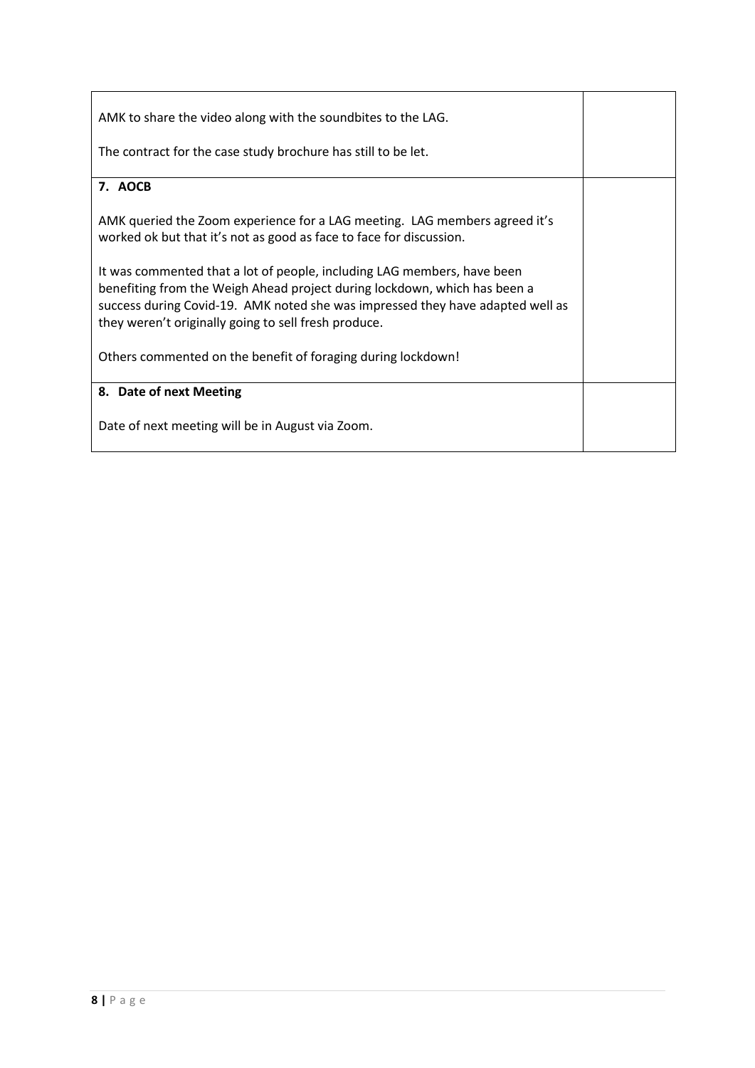| | |
|---|---|
| AMK to share the video along with the soundbites to the LAG.<br><br>The contract for the case study brochure has still to be let. | |
| **7. AOCB**<br><br>AMK queried the Zoom experience for a LAG meeting. LAG members agreed it's worked ok but that it's not as good as face to face for discussion.<br><br>It was commented that a lot of people, including LAG members, have been benefiting from the Weigh Ahead project during lockdown, which has been a success during Covid-19. AMK noted she was impressed they have adapted well as they weren't originally going to sell fresh produce.<br><br>Others commented on the benefit of foraging during lockdown! | |
| **8. Date of next Meeting**<br><br>Date of next meeting will be in August via Zoom. | |